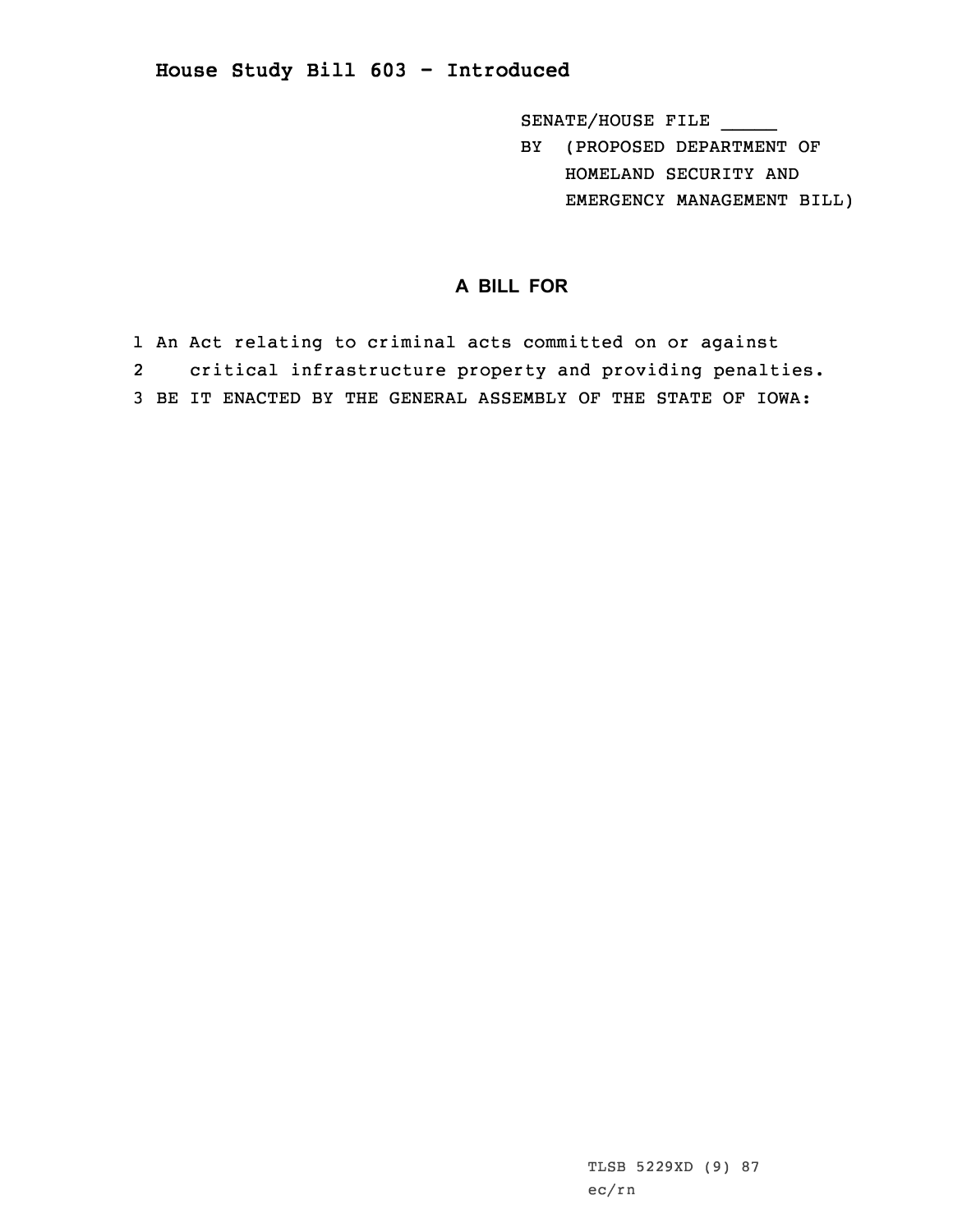# House Study Bill 603 - Introduced

SENATE/HOUSE FILE _____

BY (PROPOSED DEPARTMENT OF HOMELAND SECURITY AND EMERGENCY MANAGEMENT BILL)

## A BILL FOR

1 An Act relating to criminal acts committed on or against
2 critical infrastructure property and providing penalties.
3 BE IT ENACTED BY THE GENERAL ASSEMBLY OF THE STATE OF IOWA:

TLSB 5229XD (9) 87
ec/rn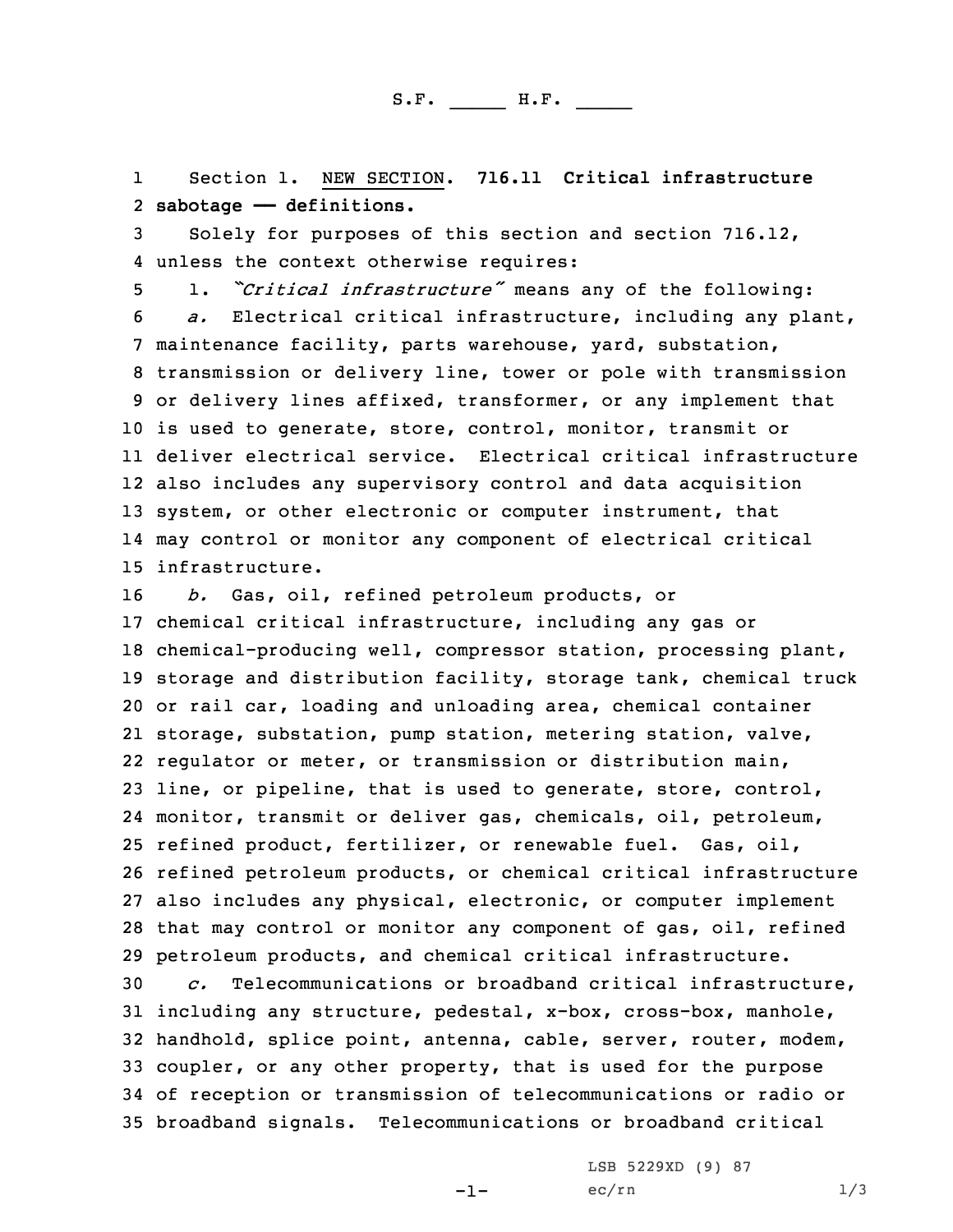S.F. _____ H.F. _____

Section 1. NEW SECTION. **716.11 Critical infrastructure sabotage —— definitions.**

Solely for purposes of this section and section 716.12, unless the context otherwise requires:

1. *"Critical infrastructure"* means any of the following:

*a.* Electrical critical infrastructure, including any plant, maintenance facility, parts warehouse, yard, substation, transmission or delivery line, tower or pole with transmission or delivery lines affixed, transformer, or any implement that is used to generate, store, control, monitor, transmit or deliver electrical service. Electrical critical infrastructure also includes any supervisory control and data acquisition system, or other electronic or computer instrument, that may control or monitor any component of electrical critical infrastructure.

*b.* Gas, oil, refined petroleum products, or chemical critical infrastructure, including any gas or chemical-producing well, compressor station, processing plant, storage and distribution facility, storage tank, chemical truck or rail car, loading and unloading area, chemical container storage, substation, pump station, metering station, valve, regulator or meter, or transmission or distribution main, line, or pipeline, that is used to generate, store, control, monitor, transmit or deliver gas, chemicals, oil, petroleum, refined product, fertilizer, or renewable fuel. Gas, oil, refined petroleum products, or chemical critical infrastructure also includes any physical, electronic, or computer implement that may control or monitor any component of gas, oil, refined petroleum products, and chemical critical infrastructure.

*c.* Telecommunications or broadband critical infrastructure, including any structure, pedestal, x-box, cross-box, manhole, handhold, splice point, antenna, cable, server, router, modem, coupler, or any other property, that is used for the purpose of reception or transmission of telecommunications or radio or broadband signals. Telecommunications or broadband critical

LSB 5229XD (9) 87
ec/rn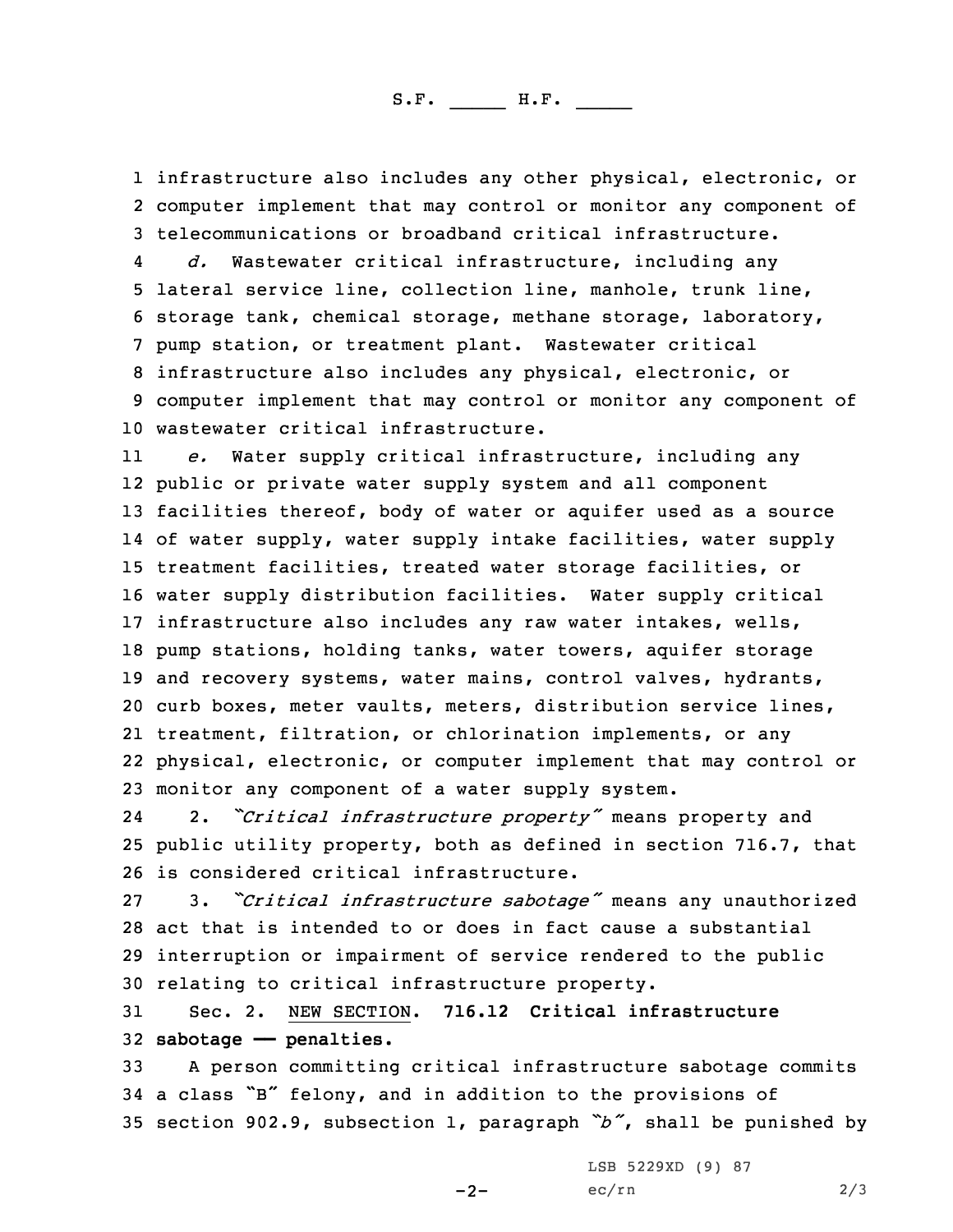infrastructure also includes any other physical, electronic, or computer implement that may control or monitor any component of telecommunications or broadband critical infrastructure.

*d.* Wastewater critical infrastructure, including any lateral service line, collection line, manhole, trunk line, storage tank, chemical storage, methane storage, laboratory, pump station, or treatment plant. Wastewater critical infrastructure also includes any physical, electronic, or computer implement that may control or monitor any component of wastewater critical infrastructure.

*e.* Water supply critical infrastructure, including any public or private water supply system and all component facilities thereof, body of water or aquifer used as a source of water supply, water supply intake facilities, water supply treatment facilities, treated water storage facilities, or water supply distribution facilities. Water supply critical infrastructure also includes any raw water intakes, wells, pump stations, holding tanks, water towers, aquifer storage and recovery systems, water mains, control valves, hydrants, curb boxes, meter vaults, meters, distribution service lines, treatment, filtration, or chlorination implements, or any physical, electronic, or computer implement that may control or monitor any component of a water supply system.

2. *"Critical infrastructure property"* means property and public utility property, both as defined in section 716.7, that is considered critical infrastructure.

3. *"Critical infrastructure sabotage"* means any unauthorized act that is intended to or does in fact cause a substantial interruption or impairment of service rendered to the public relating to critical infrastructure property.

Sec. 2. NEW SECTION. **716.12 Critical infrastructure sabotage — penalties.**

A person committing critical infrastructure sabotage commits a class "B" felony, and in addition to the provisions of section 902.9, subsection 1, paragraph *"b"*, shall be punished by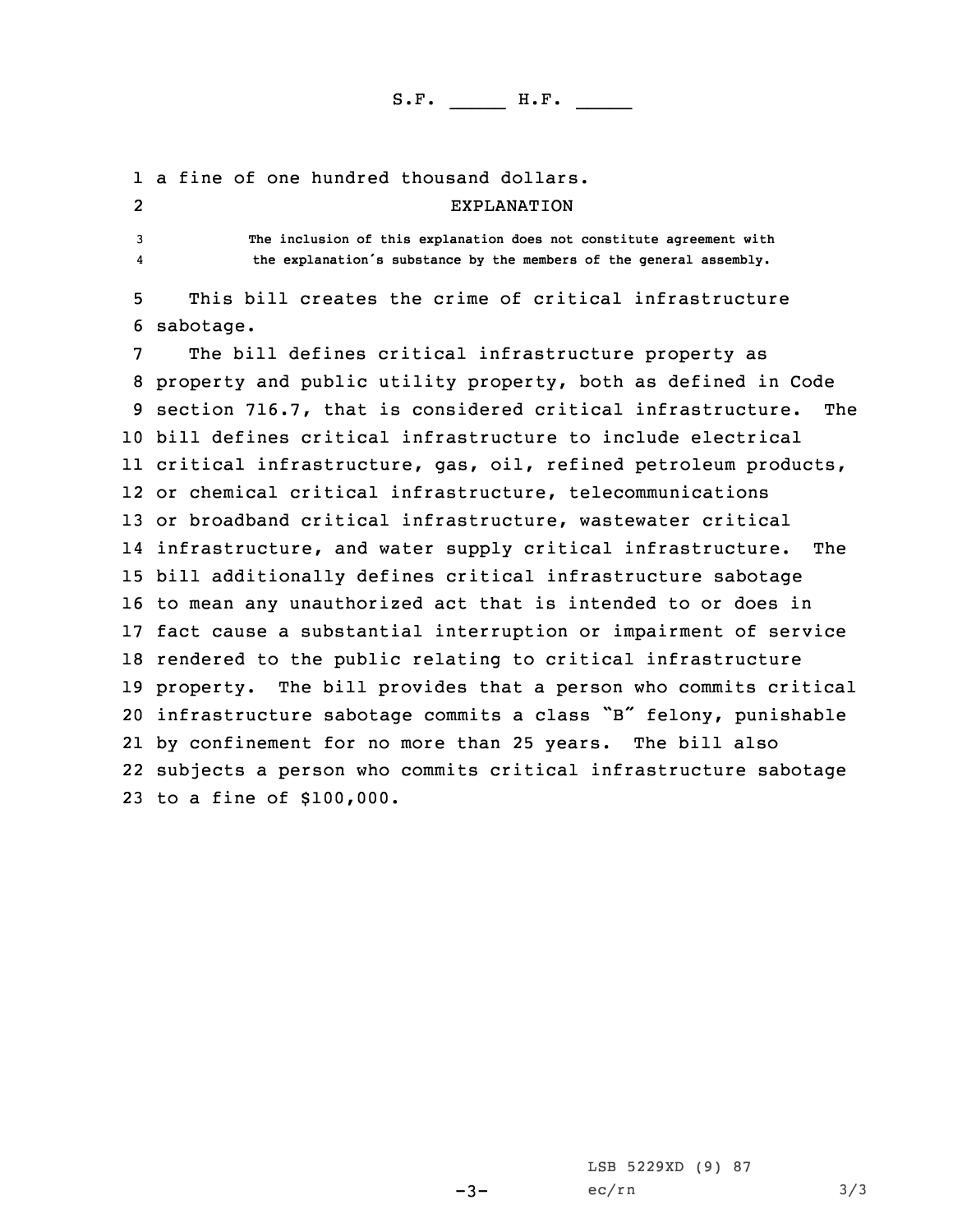a fine of one hundred thousand dollars.

## EXPLANATION

The inclusion of this explanation does not constitute agreement with the explanation's substance by the members of the general assembly.

This bill creates the crime of critical infrastructure sabotage.

The bill defines critical infrastructure property as property and public utility property, both as defined in Code section 716.7, that is considered critical infrastructure. The bill defines critical infrastructure to include electrical critical infrastructure, gas, oil, refined petroleum products, or chemical critical infrastructure, telecommunications or broadband critical infrastructure, wastewater critical infrastructure, and water supply critical infrastructure. The bill additionally defines critical infrastructure sabotage to mean any unauthorized act that is intended to or does in fact cause a substantial interruption or impairment of service rendered to the public relating to critical infrastructure property. The bill provides that a person who commits critical infrastructure sabotage commits a class "B" felony, punishable by confinement for no more than 25 years. The bill also subjects a person who commits critical infrastructure sabotage to a fine of $100,000.

LSB 5229XD (9) 87
ec/rn